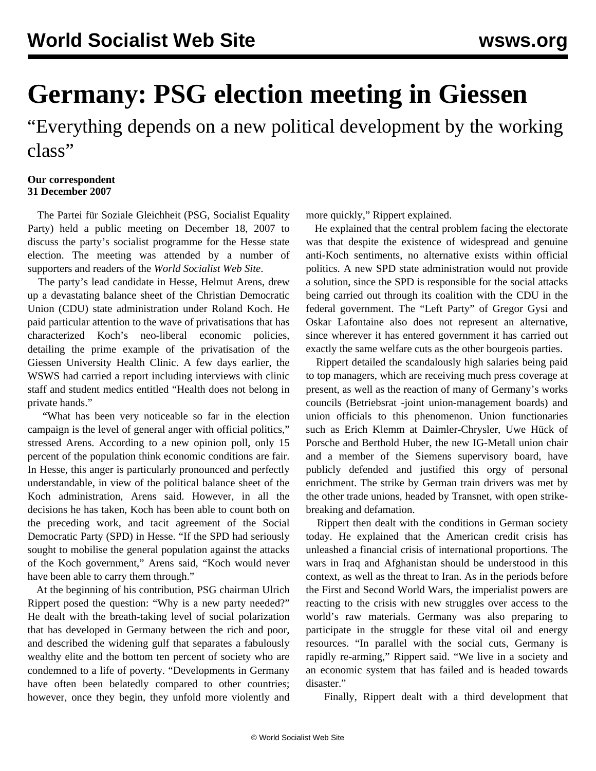# Germany: PSG election meeting in Giessen

## "Everything depends on a new political development by the working class"

**Our correspondent**
**31 December 2007**

The Partei für Soziale Gleichheit (PSG, Socialist Equality Party) held a public meeting on December 18, 2007 to discuss the party's socialist programme for the Hesse state election. The meeting was attended by a number of supporters and readers of the *World Socialist Web Site*.

The party's lead candidate in Hesse, Helmut Arens, drew up a devastating balance sheet of the Christian Democratic Union (CDU) state administration under Roland Koch. He paid particular attention to the wave of privatisations that has characterized Koch's neo-liberal economic policies, detailing the prime example of the privatisation of the Giessen University Health Clinic. A few days earlier, the WSWS had carried a report including interviews with clinic staff and student medics entitled "Health does not belong in private hands."

"What has been very noticeable so far in the election campaign is the level of general anger with official politics," stressed Arens. According to a new opinion poll, only 15 percent of the population think economic conditions are fair. In Hesse, this anger is particularly pronounced and perfectly understandable, in view of the political balance sheet of the Koch administration, Arens said. However, in all the decisions he has taken, Koch has been able to count both on the preceding work, and tacit agreement of the Social Democratic Party (SPD) in Hesse. "If the SPD had seriously sought to mobilise the general population against the attacks of the Koch government," Arens said, "Koch would never have been able to carry them through."

At the beginning of his contribution, PSG chairman Ulrich Rippert posed the question: "Why is a new party needed?" He dealt with the breath-taking level of social polarization that has developed in Germany between the rich and poor, and described the widening gulf that separates a fabulously wealthy elite and the bottom ten percent of society who are condemned to a life of poverty. "Developments in Germany have often been belatedly compared to other countries; however, once they begin, they unfold more violently and more quickly," Rippert explained.

He explained that the central problem facing the electorate was that despite the existence of widespread and genuine anti-Koch sentiments, no alternative exists within official politics. A new SPD state administration would not provide a solution, since the SPD is responsible for the social attacks being carried out through its coalition with the CDU in the federal government. The "Left Party" of Gregor Gysi and Oskar Lafontaine also does not represent an alternative, since wherever it has entered government it has carried out exactly the same welfare cuts as the other bourgeois parties.

Rippert detailed the scandalously high salaries being paid to top managers, which are receiving much press coverage at present, as well as the reaction of many of Germany's works councils (Betriebsrat -joint union-management boards) and union officials to this phenomenon. Union functionaries such as Erich Klemm at Daimler-Chrysler, Uwe Hück of Porsche and Berthold Huber, the new IG-Metall union chair and a member of the Siemens supervisory board, have publicly defended and justified this orgy of personal enrichment. The strike by German train drivers was met by the other trade unions, headed by Transnet, with open strike-breaking and defamation.

Rippert then dealt with the conditions in German society today. He explained that the American credit crisis has unleashed a financial crisis of international proportions. The wars in Iraq and Afghanistan should be understood in this context, as well as the threat to Iran. As in the periods before the First and Second World Wars, the imperialist powers are reacting to the crisis with new struggles over access to the world's raw materials. Germany was also preparing to participate in the struggle for these vital oil and energy resources. "In parallel with the social cuts, Germany is rapidly re-arming," Rippert said. "We live in a society and an economic system that has failed and is headed towards disaster."

Finally, Rippert dealt with a third development that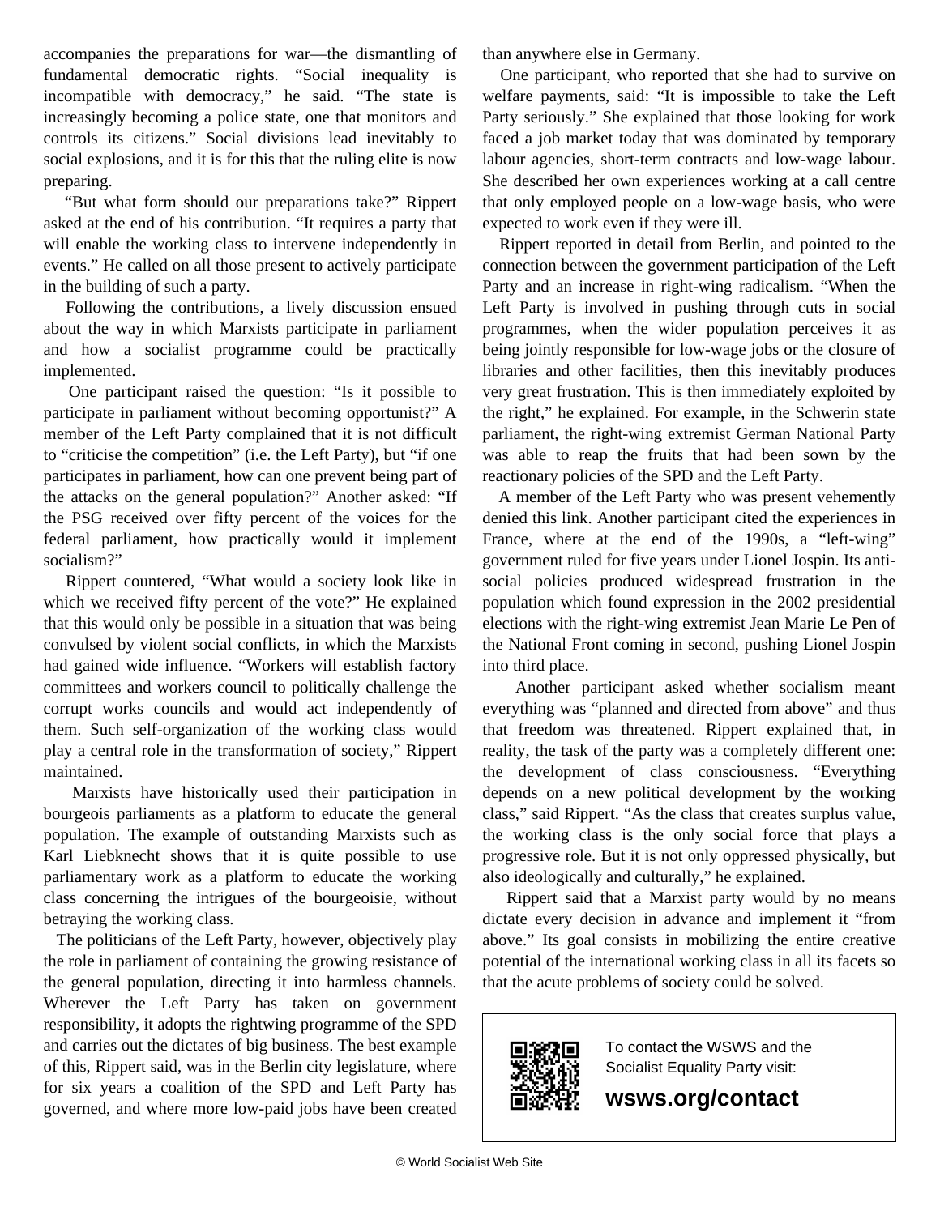accompanies the preparations for war—the dismantling of fundamental democratic rights. “Social inequality is incompatible with democracy,” he said. “The state is increasingly becoming a police state, one that monitors and controls its citizens.” Social divisions lead inevitably to social explosions, and it is for this that the ruling elite is now preparing.

“But what form should our preparations take?” Rippert asked at the end of his contribution. “It requires a party that will enable the working class to intervene independently in events.” He called on all those present to actively participate in the building of such a party.

Following the contributions, a lively discussion ensued about the way in which Marxists participate in parliament and how a socialist programme could be practically implemented.

One participant raised the question: “Is it possible to participate in parliament without becoming opportunist?” A member of the Left Party complained that it is not difficult to “criticise the competition” (i.e. the Left Party), but “if one participates in parliament, how can one prevent being part of the attacks on the general population?” Another asked: “If the PSG received over fifty percent of the voices for the federal parliament, how practically would it implement socialism?”

Rippert countered, “What would a society look like in which we received fifty percent of the vote?” He explained that this would only be possible in a situation that was being convulsed by violent social conflicts, in which the Marxists had gained wide influence. “Workers will establish factory committees and workers council to politically challenge the corrupt works councils and would act independently of them. Such self-organization of the working class would play a central role in the transformation of society,” Rippert maintained.

Marxists have historically used their participation in bourgeois parliaments as a platform to educate the general population. The example of outstanding Marxists such as Karl Liebknecht shows that it is quite possible to use parliamentary work as a platform to educate the working class concerning the intrigues of the bourgeoisie, without betraying the working class.

The politicians of the Left Party, however, objectively play the role in parliament of containing the growing resistance of the general population, directing it into harmless channels. Wherever the Left Party has taken on government responsibility, it adopts the rightwing programme of the SPD and carries out the dictates of big business. The best example of this, Rippert said, was in the Berlin city legislature, where for six years a coalition of the SPD and Left Party has governed, and where more low-paid jobs have been created than anywhere else in Germany.

One participant, who reported that she had to survive on welfare payments, said: “It is impossible to take the Left Party seriously.” She explained that those looking for work faced a job market today that was dominated by temporary labour agencies, short-term contracts and low-wage labour. She described her own experiences working at a call centre that only employed people on a low-wage basis, who were expected to work even if they were ill.

Rippert reported in detail from Berlin, and pointed to the connection between the government participation of the Left Party and an increase in right-wing radicalism. “When the Left Party is involved in pushing through cuts in social programmes, when the wider population perceives it as being jointly responsible for low-wage jobs or the closure of libraries and other facilities, then this inevitably produces very great frustration. This is then immediately exploited by the right,” he explained. For example, in the Schwerin state parliament, the right-wing extremist German National Party was able to reap the fruits that had been sown by the reactionary policies of the SPD and the Left Party.

A member of the Left Party who was present vehemently denied this link. Another participant cited the experiences in France, where at the end of the 1990s, a “left-wing” government ruled for five years under Lionel Jospin. Its anti-social policies produced widespread frustration in the population which found expression in the 2002 presidential elections with the right-wing extremist Jean Marie Le Pen of the National Front coming in second, pushing Lionel Jospin into third place.

Another participant asked whether socialism meant everything was “planned and directed from above” and thus that freedom was threatened. Rippert explained that, in reality, the task of the party was a completely different one: the development of class consciousness. “Everything depends on a new political development by the working class,” said Rippert. “As the class that creates surplus value, the working class is the only social force that plays a progressive role. But it is not only oppressed physically, but also ideologically and culturally,” he explained.

Rippert said that a Marxist party would by no means dictate every decision in advance and implement it “from above.” Its goal consists in mobilizing the entire creative potential of the international working class in all its facets so that the acute problems of society could be solved.

To contact the WSWS and the Socialist Equality Party visit:

**wsws.org/contact**